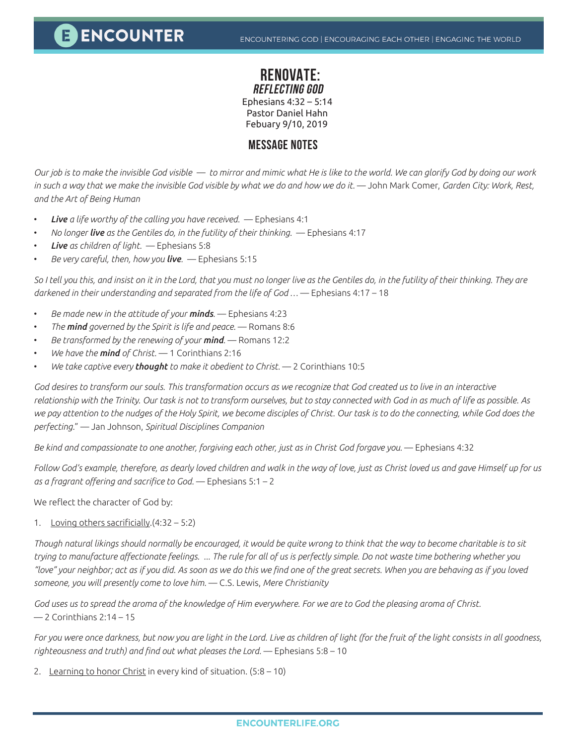# RENOVATE:
## *REFLECTING GOD*

Ephesians 4:32 – 5:14
Pastor Daniel Hahn
Febuary 9/10, 2019

## MESSAGE NOTES

*Our job is to make the invisible God visible — to mirror and mimic what He is like to the world. We can glorify God by doing our work in such a way that we make the invisible God visible by what we do and how we do it.* — John Mark Comer, *Garden City: Work, Rest, and the Art of Being Human*

- ***Live** a life worthy of the calling you have received.* — Ephesians 4:1
- *No longer **live** as the Gentiles do, in the futility of their thinking.* — Ephesians 4:17
- ***Live** as children of light.* — Ephesians 5:8
- *Be very careful, then, how you **live**.* — Ephesians 5:15

*So I tell you this, and insist on it in the Lord, that you must no longer live as the Gentiles do, in the futility of their thinking. They are darkened in their understanding and separated from the life of God …* — Ephesians 4:17 – 18

- *Be made new in the attitude of your **minds**.* — Ephesians 4:23
- *The **mind** governed by the Spirit is life and peace.* — Romans 8:6
- *Be transformed by the renewing of your **mind**.* — Romans 12:2
- *We have the **mind** of Christ.* — 1 Corinthians 2:16
- *We take captive every **thought** to make it obedient to Christ.* — 2 Corinthians 10:5

*God desires to transform our souls. This transformation occurs as we recognize that God created us to live in an interactive relationship with the Trinity. Our task is not to transform ourselves, but to stay connected with God in as much of life as possible. As we pay attention to the nudges of the Holy Spirit, we become disciples of Christ. Our task is to do the connecting, while God does the perfecting."* — Jan Johnson, *Spiritual Disciplines Companion*

*Be kind and compassionate to one another, forgiving each other, just as in Christ God forgave you.* — Ephesians 4:32

*Follow God's example, therefore, as dearly loved children and walk in the way of love, just as Christ loved us and gave Himself up for us as a fragrant offering and sacrifice to God.* — Ephesians 5:1 – 2

We reflect the character of God by:

1. Loving others sacrificially.(4:32 – 5:2)

*Though natural likings should normally be encouraged, it would be quite wrong to think that the way to become charitable is to sit trying to manufacture affectionate feelings. ... The rule for all of us is perfectly simple. Do not waste time bothering whether you "love" your neighbor; act as if you did. As soon as we do this we find one of the great secrets. When you are behaving as if you loved someone, you will presently come to love him.* — C.S. Lewis, *Mere Christianity*

*God uses us to spread the aroma of the knowledge of Him everywhere. For we are to God the pleasing aroma of Christ.* — 2 Corinthians 2:14 – 15

*For you were once darkness, but now you are light in the Lord. Live as children of light (for the fruit of the light consists in all goodness, righteousness and truth) and find out what pleases the Lord.* — Ephesians 5:8 – 10

2. Learning to honor Christ in every kind of situation. (5:8 – 10)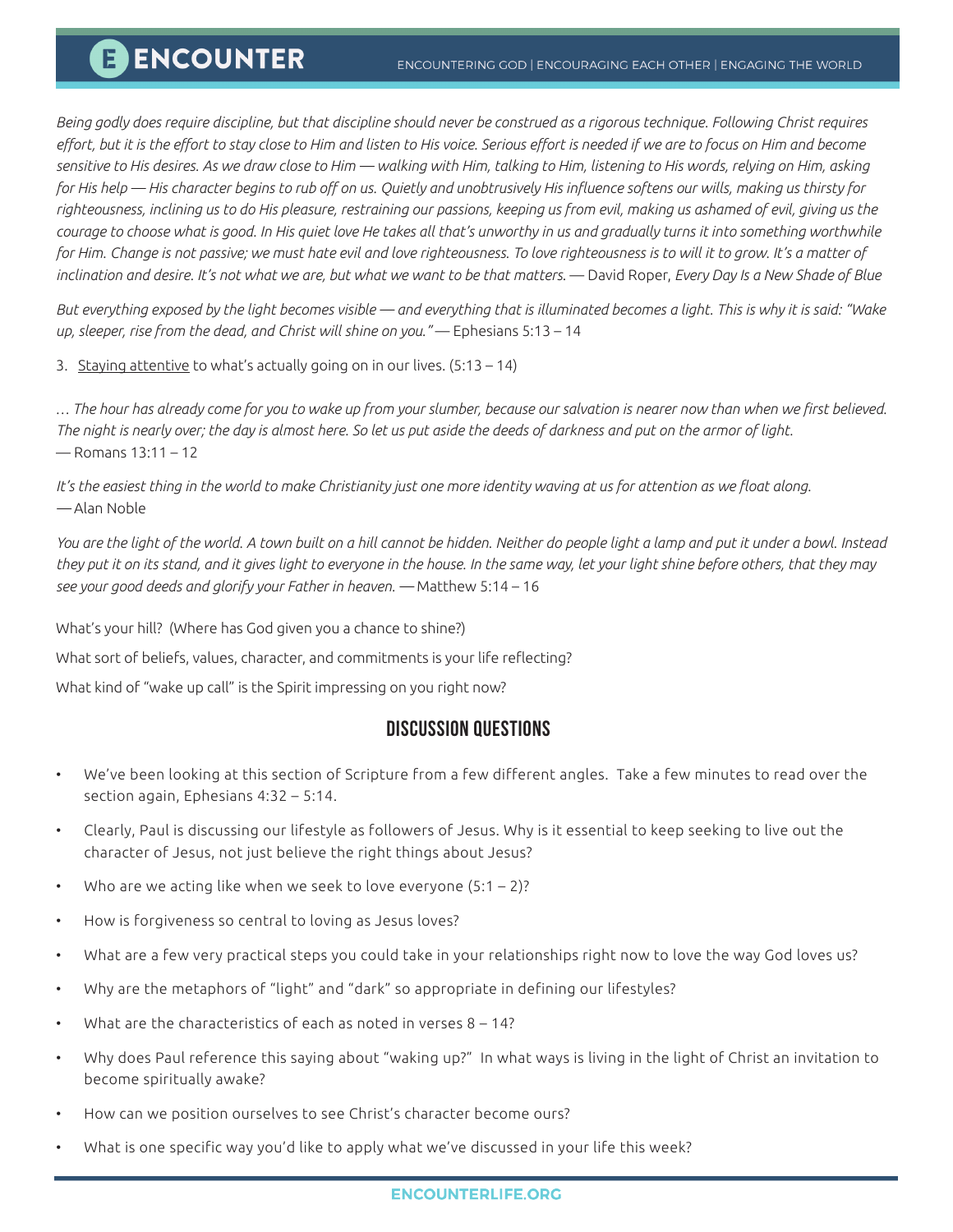*Being godly does require discipline, but that discipline should never be construed as a rigorous technique. Following Christ requires effort, but it is the effort to stay close to Him and listen to His voice. Serious effort is needed if we are to focus on Him and become sensitive to His desires. As we draw close to Him — walking with Him, talking to Him, listening to His words, relying on Him, asking for His help — His character begins to rub off on us. Quietly and unobtrusively His influence softens our wills, making us thirsty for righteousness, inclining us to do His pleasure, restraining our passions, keeping us from evil, making us ashamed of evil, giving us the courage to choose what is good. In His quiet love He takes all that's unworthy in us and gradually turns it into something worthwhile for Him. Change is not passive; we must hate evil and love righteousness. To love righteousness is to will it to grow. It's a matter of inclination and desire. It's not what we are, but what we want to be that matters.* — David Roper, *Every Day Is a New Shade of Blue*

*But everything exposed by the light becomes visible — and everything that is illuminated becomes a light. This is why it is said: "Wake up, sleeper, rise from the dead, and Christ will shine on you."* — Ephesians 5:13 – 14

3. <u>Staying attentive</u> to what's actually going on in our lives. (5:13 – 14)

*… The hour has already come for you to wake up from your slumber, because our salvation is nearer now than when we first believed. The night is nearly over; the day is almost here. So let us put aside the deeds of darkness and put on the armor of light.*
— Romans 13:11 – 12

*It's the easiest thing in the world to make Christianity just one more identity waving at us for attention as we float along.*
— Alan Noble

*You are the light of the world. A town built on a hill cannot be hidden. Neither do people light a lamp and put it under a bowl. Instead they put it on its stand, and it gives light to everyone in the house. In the same way, let your light shine before others, that they may see your good deeds and glorify your Father in heaven.* — Matthew 5:14 – 16

What's your hill? (Where has God given you a chance to shine?)

What sort of beliefs, values, character, and commitments is your life reflecting?

What kind of "wake up call" is the Spirit impressing on you right now?

## DISCUSSION QUESTIONS

- We've been looking at this section of Scripture from a few different angles. Take a few minutes to read over the section again, Ephesians 4:32 – 5:14.
- Clearly, Paul is discussing our lifestyle as followers of Jesus. Why is it essential to keep seeking to live out the character of Jesus, not just believe the right things about Jesus?
- Who are we acting like when we seek to love everyone (5:1 – 2)?
- How is forgiveness so central to loving as Jesus loves?
- What are a few very practical steps you could take in your relationships right now to love the way God loves us?
- Why are the metaphors of "light" and "dark" so appropriate in defining our lifestyles?
- What are the characteristics of each as noted in verses 8 – 14?
- Why does Paul reference this saying about "waking up?" In what ways is living in the light of Christ an invitation to become spiritually awake?
- How can we position ourselves to see Christ's character become ours?
- What is one specific way you'd like to apply what we've discussed in your life this week?